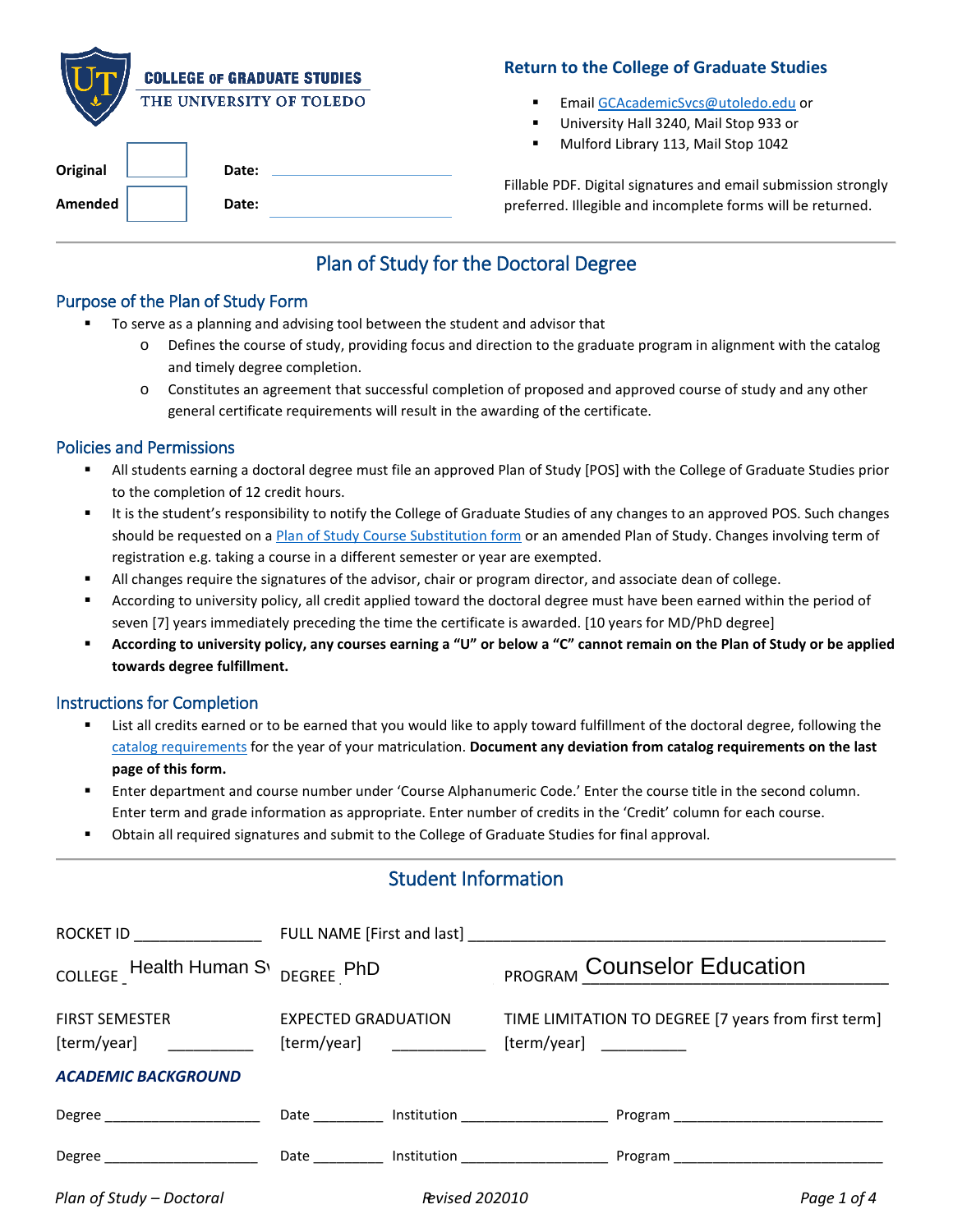**COLLEGE OF GRADUATE STUDIES**
THE UNIVERSITY OF TOLEDO

Original ____ Date: ____________

Amended ____ Date: ____________

### Return to the College of Graduate Studies

- Email GCAcademicSvcs@utoledo.edu or
- University Hall 3240, Mail Stop 933 or
- Mulford Library 113, Mail Stop 1042

Fillable PDF. Digital signatures and email submission strongly preferred. Illegible and incomplete forms will be returned.

# Plan of Study for the Doctoral Degree

## Purpose of the Plan of Study Form

- To serve as a planning and advising tool between the student and advisor that
  - Defines the course of study, providing focus and direction to the graduate program in alignment with the catalog and timely degree completion.
  - Constitutes an agreement that successful completion of proposed and approved course of study and any other general certificate requirements will result in the awarding of the certificate.

## Policies and Permissions

- All students earning a doctoral degree must file an approved Plan of Study [POS] with the College of Graduate Studies prior to the completion of 12 credit hours.
- It is the student's responsibility to notify the College of Graduate Studies of any changes to an approved POS. Such changes should be requested on a Plan of Study Course Substitution form or an amended Plan of Study. Changes involving term of registration e.g. taking a course in a different semester or year are exempted.
- All changes require the signatures of the advisor, chair or program director, and associate dean of college.
- According to university policy, all credit applied toward the doctoral degree must have been earned within the period of seven [7] years immediately preceding the time the certificate is awarded. [10 years for MD/PhD degree]
- **According to university policy, any courses earning a "U" or below a "C" cannot remain on the Plan of Study or be applied towards degree fulfillment.**

## Instructions for Completion

- List all credits earned or to be earned that you would like to apply toward fulfillment of the doctoral degree, following the catalog requirements for the year of your matriculation. **Document any deviation from catalog requirements on the last page of this form.**
- Enter department and course number under 'Course Alphanumeric Code.' Enter the course title in the second column. Enter term and grade information as appropriate. Enter number of credits in the 'Credit' column for each course.
- Obtain all required signatures and submit to the College of Graduate Studies for final approval.

## Student Information

ROCKET ID ______________ FULL NAME [First and last] ______________________________

COLLEGE Health Human Sv DEGREE PhD PROGRAM Counselor Education

FIRST SEMESTER [term/year] __________ EXPECTED GRADUATION [term/year] __________ TIME LIMITATION TO DEGREE [7 years from first term] [term/year] __________

***ACADEMIC BACKGROUND***

Degree ________________ Date ________ Institution ________________ Program ____________________

Degree ________________ Date ________ Institution ________________ Program ____________________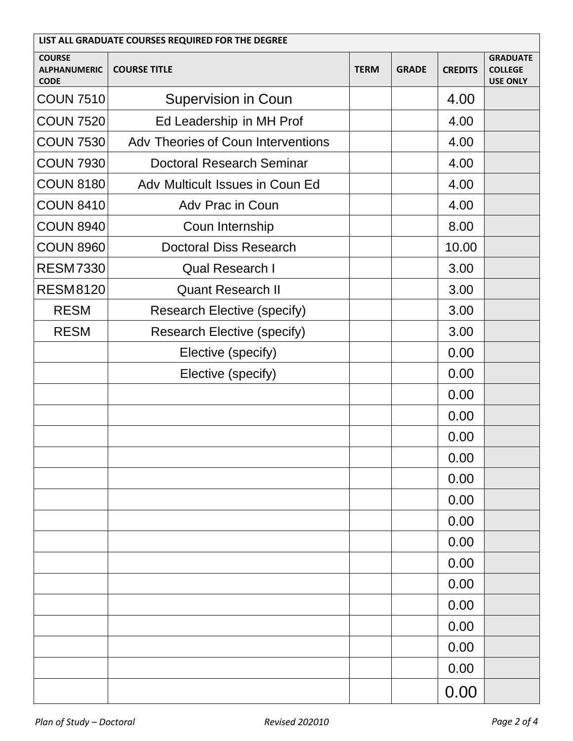| LIST ALL GRADUATE COURSES REQUIRED FOR THE DEGREE | | | | | |
|---|---|---|---|---|---|
| COURSE ALPHANUMERIC CODE | COURSE TITLE | TERM | GRADE | CREDITS | GRADUATE COLLEGE USE ONLY |
| COUN 7510 | Supervision in Coun | | | 4.00 | |
| COUN 7520 | Ed Leadership in MH Prof | | | 4.00 | |
| COUN 7530 | Adv Theories of Coun Interventions | | | 4.00 | |
| COUN 7930 | Doctoral Research Seminar | | | 4.00 | |
| COUN 8180 | Adv Multicult Issues in Coun Ed | | | 4.00 | |
| COUN 8410 | Adv Prac in Coun | | | 4.00 | |
| COUN 8940 | Coun Internship | | | 8.00 | |
| COUN 8960 | Doctoral Diss Research | | | 10.00 | |
| RESM 7330 | Qual Research I | | | 3.00 | |
| RESM 8120 | Quant Research II | | | 3.00 | |
| RESM | Research Elective (specify) | | | 3.00 | |
| RESM | Research Elective (specify) | | | 3.00 | |
| | Elective (specify) | | | 0.00 | |
| | Elective (specify) | | | 0.00 | |
| | | | | 0.00 | |
| | | | | 0.00 | |
| | | | | 0.00 | |
| | | | | 0.00 | |
| | | | | 0.00 | |
| | | | | 0.00 | |
| | | | | 0.00 | |
| | | | | 0.00 | |
| | | | | 0.00 | |
| | | | | 0.00 | |
| | | | | 0.00 | |
| | | | | 0.00 | |
| | | | | 0.00 | |
| | | | | 0.00 | |
| | | | | 0.00 | |

*Plan of Study – Doctoral* *Revised 202010*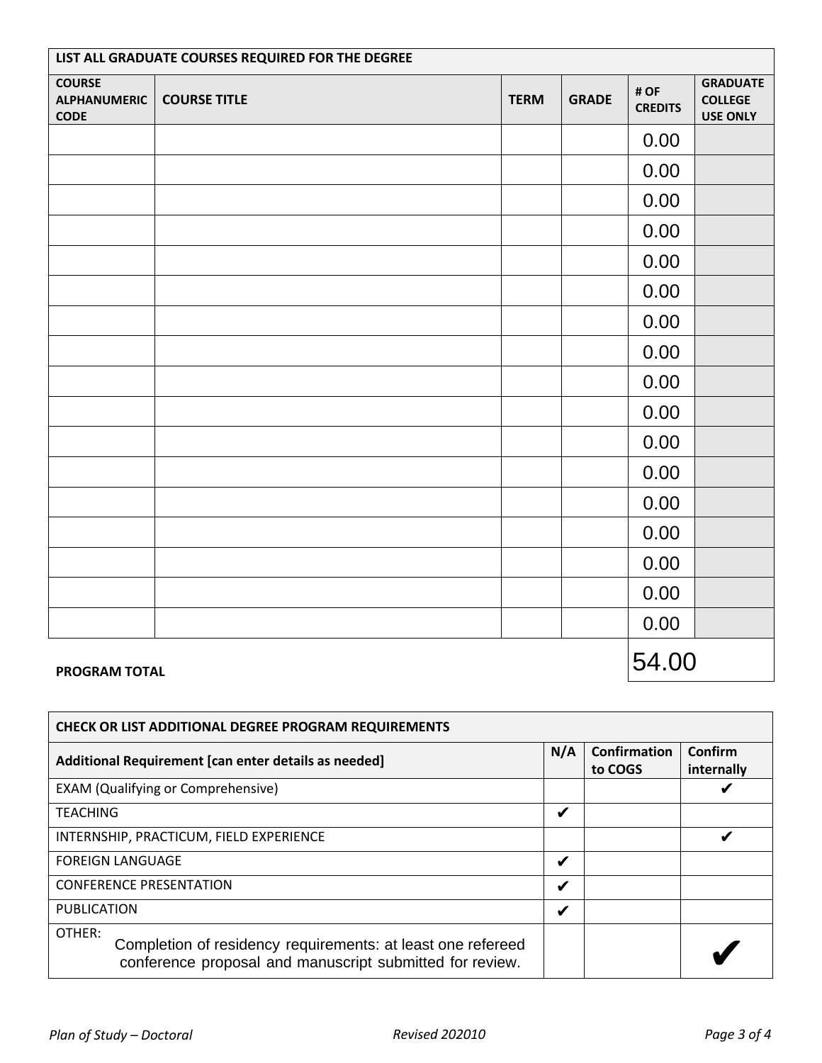| LIST ALL GRADUATE COURSES REQUIRED FOR THE DEGREE | | | | | |
|---|---|---|---|---|---|
| **COURSE ALPHANUMERIC CODE** | **COURSE TITLE** | **TERM** | **GRADE** | **# OF CREDITS** | **GRADUATE COLLEGE USE ONLY** |
| | | | | 0.00 | |
| | | | | 0.00 | |
| | | | | 0.00 | |
| | | | | 0.00 | |
| | | | | 0.00 | |
| | | | | 0.00 | |
| | | | | 0.00 | |
| | | | | 0.00 | |
| | | | | 0.00 | |
| | | | | 0.00 | |
| | | | | 0.00 | |
| | | | | 0.00 | |
| | | | | 0.00 | |
| | | | | 0.00 | |
| | | | | 0.00 | |
| | | | | 0.00 | |
| | | | | 0.00 | |
| **PROGRAM TOTAL** | | | | 54.00 | |

| CHECK OR LIST ADDITIONAL DEGREE PROGRAM REQUIREMENTS | | | |
|---|---|---|---|
| **Additional Requirement [can enter details as needed]** | **N/A** | **Confirmation to COGS** | **Confirm internally** |
| EXAM (Qualifying or Comprehensive) | | | ✔ |
| TEACHING | ✔ | | |
| INTERNSHIP, PRACTICUM, FIELD EXPERIENCE | | | ✔ |
| FOREIGN LANGUAGE | ✔ | | |
| CONFERENCE PRESENTATION | ✔ | | |
| PUBLICATION | ✔ | | |
| OTHER: Completion of residency requirements: at least one refereed conference proposal and manuscript submitted for review. | | | ✔ |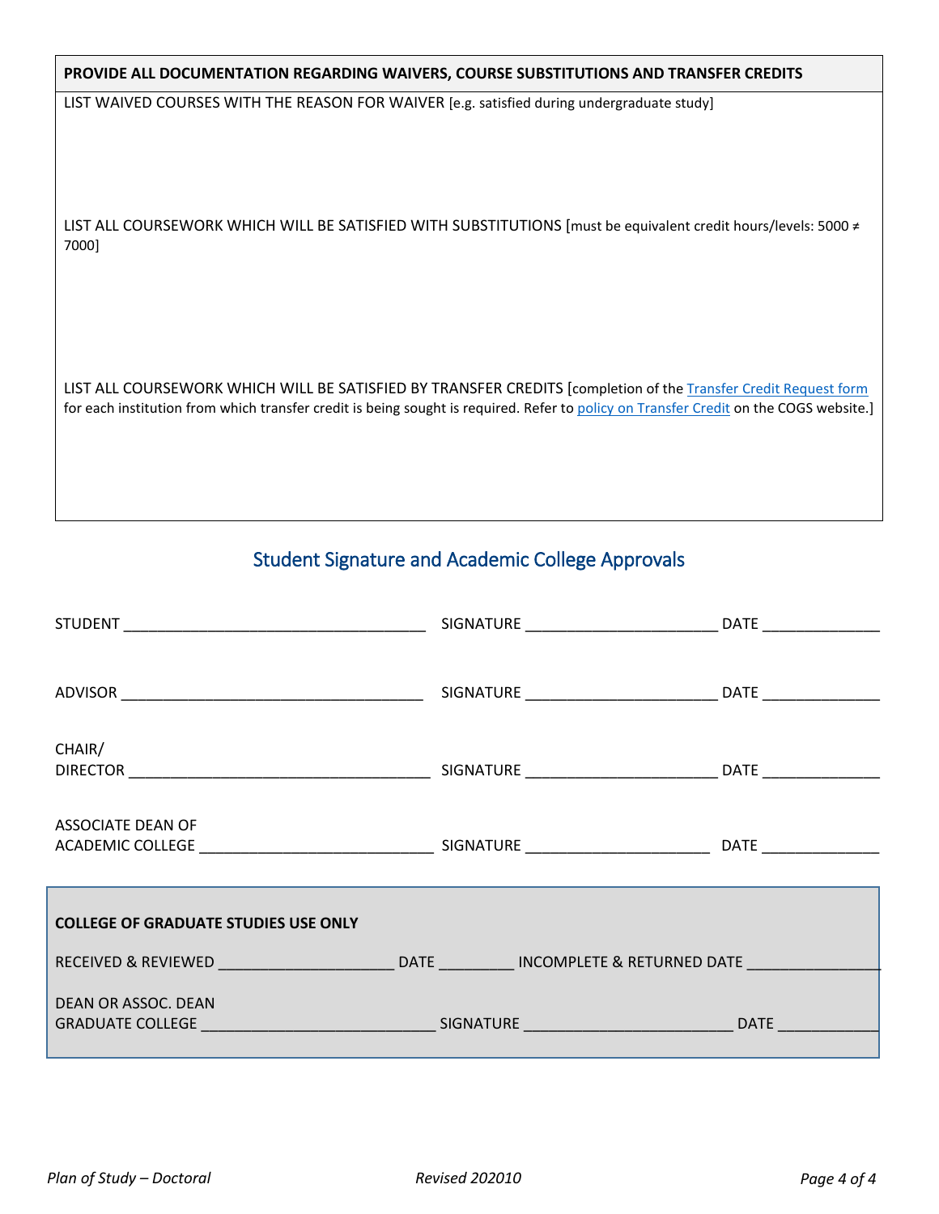**PROVIDE ALL DOCUMENTATION REGARDING WAIVERS, COURSE SUBSTITUTIONS AND TRANSFER CREDITS**

LIST WAIVED COURSES WITH THE REASON FOR WAIVER [e.g. satisfied during undergraduate study]

LIST ALL COURSEWORK WHICH WILL BE SATISFIED WITH SUBSTITUTIONS [must be equivalent credit hours/levels: 5000 ≠ 7000]

LIST ALL COURSEWORK WHICH WILL BE SATISFIED BY TRANSFER CREDITS [completion of the Transfer Credit Request form for each institution from which transfer credit is being sought is required. Refer to policy on Transfer Credit on the COGS website.]

## Student Signature and Academic College Approvals

STUDENT ____________________________________ SIGNATURE ______________________ DATE ______________

ADVISOR ____________________________________ SIGNATURE ______________________ DATE ______________

CHAIR/
DIRECTOR ____________________________________ SIGNATURE ______________________ DATE ______________

ASSOCIATE DEAN OF
ACADEMIC COLLEGE ___________________________ SIGNATURE _____________________ DATE ______________

**COLLEGE OF GRADUATE STUDIES USE ONLY**

RECEIVED & REVIEWED _____________________ DATE _________ INCOMPLETE & RETURNED DATE ________________

DEAN OR ASSOC. DEAN
GRADUATE COLLEGE ____________________________ SIGNATURE ________________________ DATE ____________